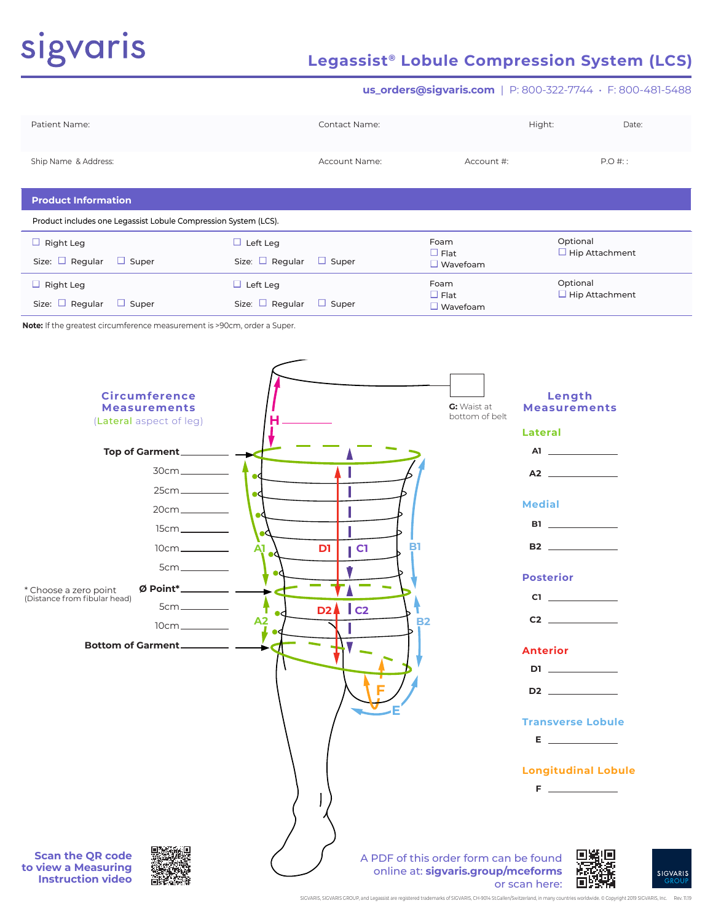sigvaris

# Legassist® Lobule Compression System (LCS)

us_orders@sigvaris.com | P: 800-322-7744 · F: 800-481-5488

| Patient Name: | Contact Name: | Hight: | Date: |
|---|---|---|---|
| Ship Name & Address: | Account Name: | Account #: | P.O #: : |

## Product Information

Product includes one Legassist Lobule Compression System (LCS).

| | | Foam | Optional |
|---|---|---|---|
| ☐ Right Leg<br>Size: ☐ Regular ☐ Super | ☐ Left Leg<br>Size: ☐ Regular ☐ Super | ☐ Flat<br>☐ Wavefoam | ☐ Hip Attachment |
| ☐ Right Leg<br>Size: ☐ Regular ☐ Super | ☐ Left Leg<br>Size: ☐ Regular ☐ Super | ☐ Flat<br>☐ Wavefoam | ☐ Hip Attachment |

**Note:** If the greatest circumference measurement is >90cm, order a Super.

### Circumference Measurements
(Lateral aspect of leg)

- Top of Garment ______
- 30cm ______
- 25cm ______
- 20cm ______
- 15cm ______
- 10cm ______
- 5cm ______
- Ø Point* ______
- 5cm ______
- 10cm ______
- Bottom of Garment ______

\* Choose a zero point (Distance from fibular head)

H ______

G: Waist at bottom of belt ______

### Length Measurements

**Lateral**
- A1 ______
- A2 ______

**Medial**
- B1 ______
- B2 ______

**Posterior**
- C1 ______
- C2 ______

**Anterior**
- D1 ______
- D2 ______

**Transverse Lobule**
- E ______

**Longitudinal Lobule**
- F ______

Scan the QR code to view a Measuring Instruction video

A PDF of this order form can be found online at: **sigvaris.group/mceforms** or scan here:

SIGVARIS GROUP

SIGVARIS, SIGVARIS GROUP, and Legassist are registered trademarks of SIGVARIS, CH-9014 St.Gallen/Switzerland, in many countries worldwide. © Copyright 2019 SIGVARIS, Inc. Rev. 11.19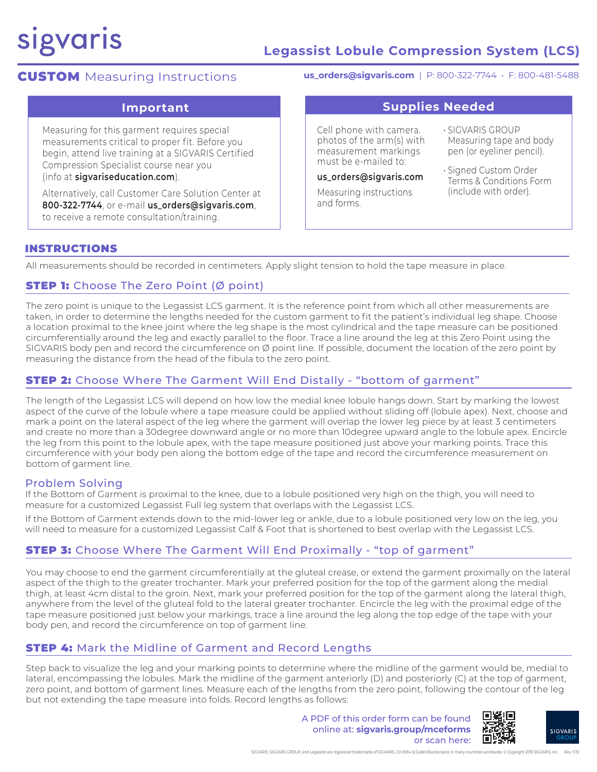sigvaris

# Legassist Lobule Compression System (LCS)

## CUSTOM Measuring Instructions

**us_orders@sigvaris.com** | P: 800-322-7744 • F: 800-481-5488

### Important

Measuring for this garment requires special measurements critical to proper fit. Before you begin, attend live training at a SIGVARIS Certified Compression Specialist course near you (info at **sigvariseducation.com**).

Alternatively, call Customer Care Solution Center at **800-322-7744**, or e-mail **us_orders@sigvaris.com**, to receive a remote consultation/training.

### Supplies Needed

Cell phone with camera. photos of the arm(s) with measurement markings must be e-mailed to:

**us_orders@sigvaris.com**

Measuring instructions and forms.

- SIGVARIS GROUP Measuring tape and body pen (or eyeliner pencil).
- Signed Custom Order Terms & Conditions Form (include with order).

## INSTRUCTIONS

All measurements should be recorded in centimeters. Apply slight tension to hold the tape measure in place.

### STEP 1: Choose The Zero Point (Ø point)

The zero point is unique to the Legassist LCS garment. It is the reference point from which all other measurements are taken, in order to determine the lengths needed for the custom garment to fit the patient's individual leg shape. Choose a location proximal to the knee joint where the leg shape is the most cylindrical and the tape measure can be positioned circumferentially around the leg and exactly parallel to the floor. Trace a line around the leg at this Zero Point using the SIGVARIS body pen and record the circumference on Ø point line. If possible, document the location of the zero point by measuring the distance from the head of the fibula to the zero point.

### STEP 2: Choose Where The Garment Will End Distally - "bottom of garment"

The length of the Legassist LCS will depend on how low the medial knee lobule hangs down. Start by marking the lowest aspect of the curve of the lobule where a tape measure could be applied without sliding off (lobule apex). Next, choose and mark a point on the lateral aspect of the leg where the garment will overlap the lower leg piece by at least 3 centimeters and create no more than a 30degree downward angle or no more than 10degree upward angle to the lobule apex. Encircle the leg from this point to the lobule apex, with the tape measure positioned just above your marking points. Trace this circumference with your body pen along the bottom edge of the tape and record the circumference measurement on bottom of garment line.

#### Problem Solving

If the Bottom of Garment is proximal to the knee, due to a lobule positioned very high on the thigh, you will need to measure for a customized Legassist Full leg system that overlaps with the Legassist LCS.

If the Bottom of Garment extends down to the mid-lower leg or ankle, due to a lobule positioned very low on the leg, you will need to measure for a customized Legassist Calf & Foot that is shortened to best overlap with the Legassist LCS.

### STEP 3: Choose Where The Garment Will End Proximally - "top of garment"

You may choose to end the garment circumferentially at the gluteal crease, or extend the garment proximally on the lateral aspect of the thigh to the greater trochanter. Mark your preferred position for the top of the garment along the medial thigh, at least 4cm distal to the groin. Next, mark your preferred position for the top of the garment along the lateral thigh, anywhere from the level of the gluteal fold to the lateral greater trochanter. Encircle the leg with the proximal edge of the tape measure positioned just below your markings, trace a line around the leg along the top edge of the tape with your body pen, and record the circumference on top of garment line.

### STEP 4: Mark the Midline of Garment and Record Lengths

Step back to visualize the leg and your marking points to determine where the midline of the garment would be, medial to lateral, encompassing the lobules. Mark the midline of the garment anteriorly (D) and posteriorly (C) at the top of garment, zero point, and bottom of garment lines. Measure each of the lengths from the zero point, following the contour of the leg but not extending the tape measure into folds. Record lengths as follows:

A PDF of this order form can be found online at: **sigvaris.group/mceforms** or scan here:

SIGVARIS GROUP

SIGVARIS, SIGVARIS GROUP, and Legassist are registered trademarks of SIGVARIS, CH-9014 St.Gallen/Switzerland, in many countries worldwide. © Copyright 2019 SIGVARIS, Inc. Rev. 11.19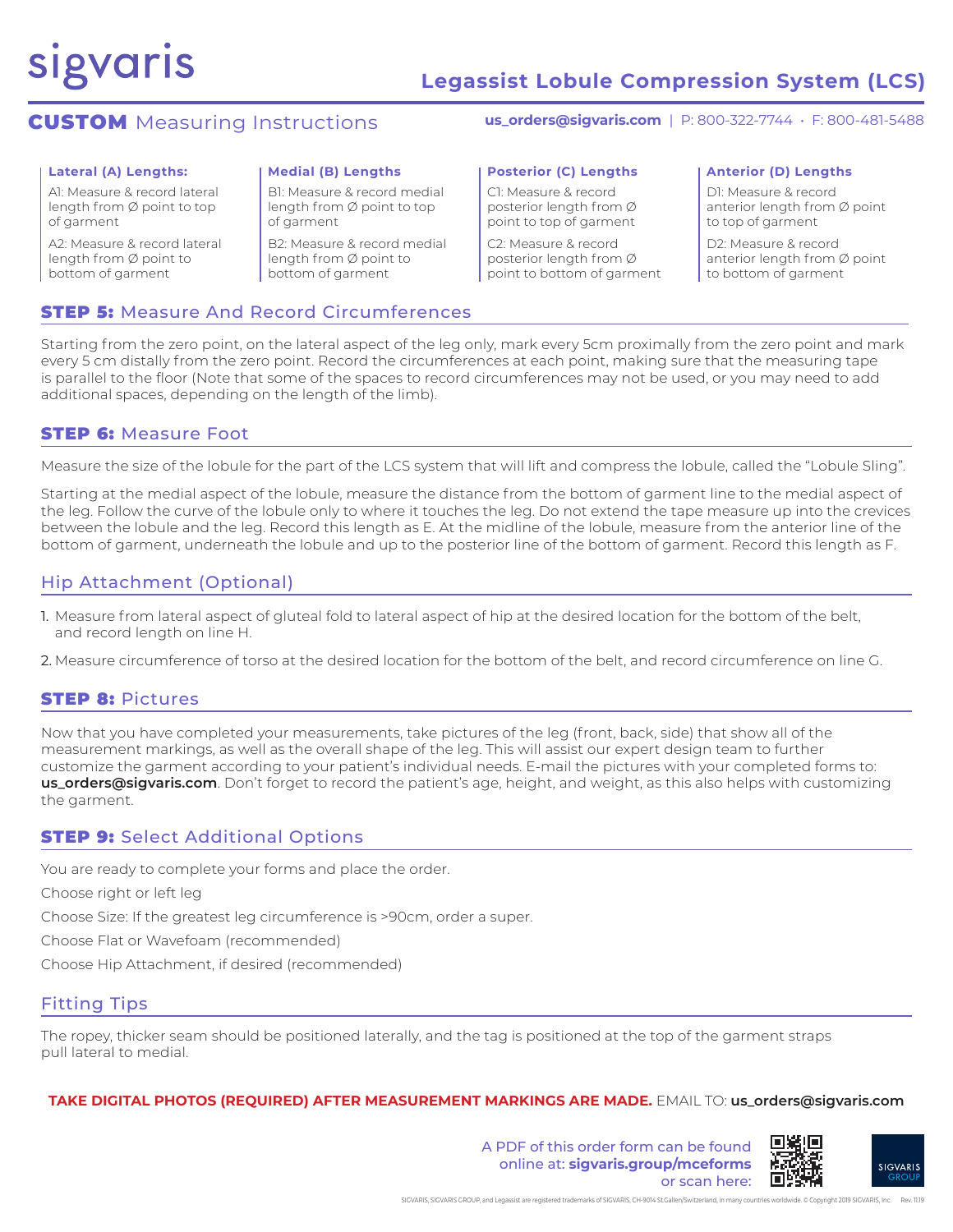# sigvaris

## Legassist Lobule Compression System (LCS)

## CUSTOM Measuring Instructions

**us_orders@sigvaris.com** | P: 800-322-7744 • F: 800-481-5488

**Lateral (A) Lengths:**

A1: Measure & record lateral length from Ø point to top of garment

A2: Measure & record lateral length from Ø point to bottom of garment

**Medial (B) Lengths**

B1: Measure & record medial length from Ø point to top of garment

B2: Measure & record medial length from Ø point to bottom of garment

**Posterior (C) Lengths**

C1: Measure & record posterior length from Ø point to top of garment

C2: Measure & record posterior length from Ø point to bottom of garment

**Anterior (D) Lengths**

D1: Measure & record anterior length from Ø point to top of garment

D2: Measure & record anterior length from Ø point to bottom of garment

### STEP 5: Measure And Record Circumferences

Starting from the zero point, on the lateral aspect of the leg only, mark every 5cm proximally from the zero point and mark every 5 cm distally from the zero point. Record the circumferences at each point, making sure that the measuring tape is parallel to the floor (Note that some of the spaces to record circumferences may not be used, or you may need to add additional spaces, depending on the length of the limb).

### STEP 6: Measure Foot

Measure the size of the lobule for the part of the LCS system that will lift and compress the lobule, called the "Lobule Sling".

Starting at the medial aspect of the lobule, measure the distance from the bottom of garment line to the medial aspect of the leg. Follow the curve of the lobule only to where it touches the leg. Do not extend the tape measure up into the crevices between the lobule and the leg. Record this length as E. At the midline of the lobule, measure from the anterior line of the bottom of garment, underneath the lobule and up to the posterior line of the bottom of garment. Record this length as F.

### Hip Attachment (Optional)

1. Measure from lateral aspect of gluteal fold to lateral aspect of hip at the desired location for the bottom of the belt, and record length on line H.
2. Measure circumference of torso at the desired location for the bottom of the belt, and record circumference on line G.

### STEP 8: Pictures

Now that you have completed your measurements, take pictures of the leg (front, back, side) that show all of the measurement markings, as well as the overall shape of the leg. This will assist our expert design team to further customize the garment according to your patient's individual needs. E-mail the pictures with your completed forms to: **us_orders@sigvaris.com**. Don't forget to record the patient's age, height, and weight, as this also helps with customizing the garment.

### STEP 9: Select Additional Options

You are ready to complete your forms and place the order.

Choose right or left leg

Choose Size: If the greatest leg circumference is >90cm, order a super.

Choose Flat or Wavefoam (recommended)

Choose Hip Attachment, if desired (recommended)

### Fitting Tips

The ropey, thicker seam should be positioned laterally, and the tag is positioned at the top of the garment straps pull lateral to medial.

**TAKE DIGITAL PHOTOS (REQUIRED) AFTER MEASUREMENT MARKINGS ARE MADE.** EMAIL TO: **us_orders@sigvaris.com**

A PDF of this order form can be found online at: **sigvaris.group/mceforms** or scan here:

SIGVARIS GROUP

SIGVARIS, SIGVARIS GROUP, and Legassist are registered trademarks of SIGVARIS, CH-9014 St.Gallen/Switzerland, in many countries worldwide. © Copyright 2019 SIGVARIS, Inc. Rev. 11.19